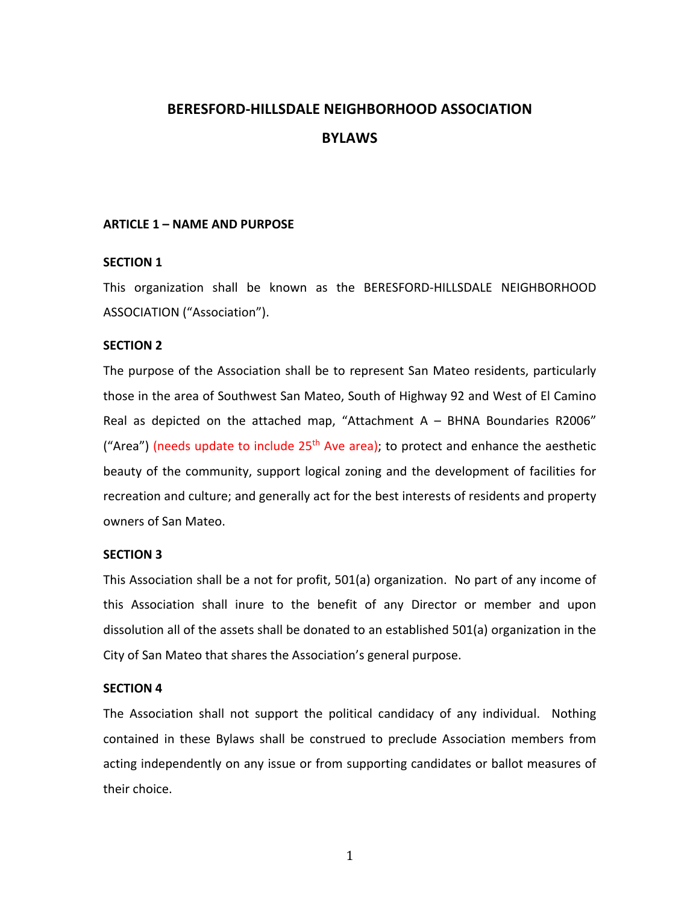# BERESFORD-HILLSDALE NEIGHBORHOOD ASSOCIATION

# BYLAWS

## ARTICLE 1 – NAME AND PURPOSE

### SECTION 1

This organization shall be known as the BERESFORD-HILLSDALE NEIGHBORHOOD ASSOCIATION ("Association").

### SECTION 2

The purpose of the Association shall be to represent San Mateo residents, particularly those in the area of Southwest San Mateo, South of Highway 92 and West of El Camino Real as depicted on the attached map, "Attachment A – BHNA Boundaries R2006" ("Area") (needs update to include 25th Ave area); to protect and enhance the aesthetic beauty of the community, support logical zoning and the development of facilities for recreation and culture; and generally act for the best interests of residents and property owners of San Mateo.

### SECTION 3

This Association shall be a not for profit, 501(a) organization. No part of any income of this Association shall inure to the benefit of any Director or member and upon dissolution all of the assets shall be donated to an established 501(a) organization in the City of San Mateo that shares the Association's general purpose.

### SECTION 4

The Association shall not support the political candidacy of any individual. Nothing contained in these Bylaws shall be construed to preclude Association members from acting independently on any issue or from supporting candidates or ballot measures of their choice.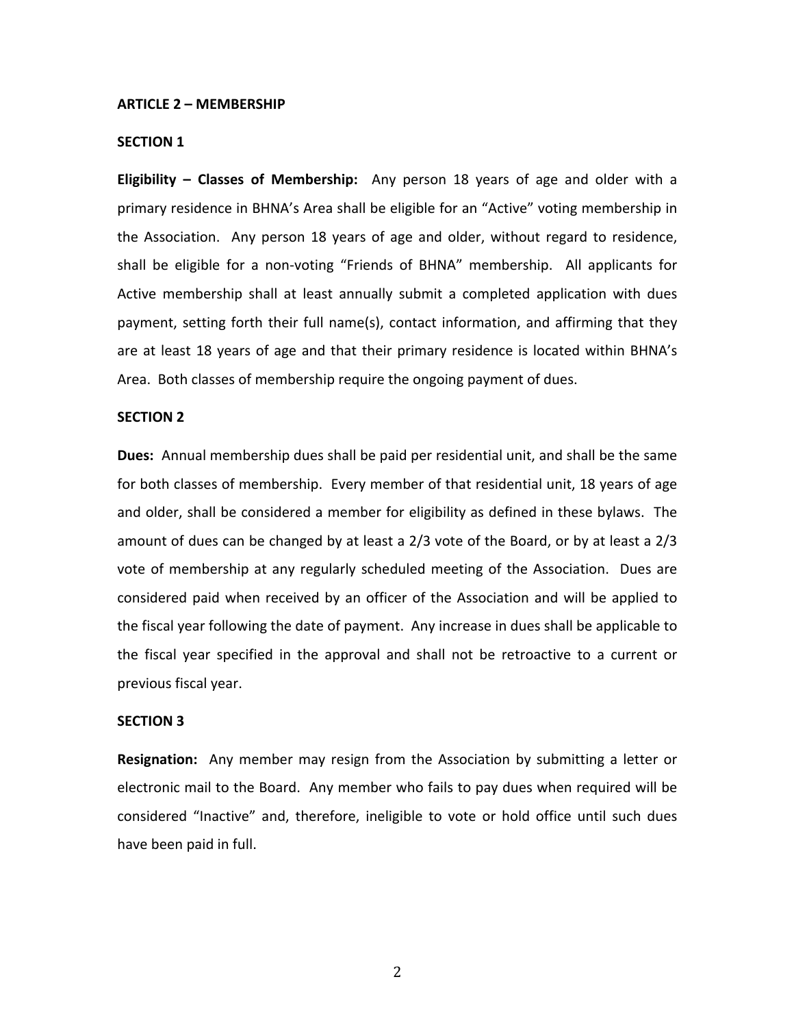**ARTICLE 2 – MEMBERSHIP**

**SECTION 1**

**Eligibility – Classes of Membership:** Any person 18 years of age and older with a primary residence in BHNA's Area shall be eligible for an "Active" voting membership in the Association. Any person 18 years of age and older, without regard to residence, shall be eligible for a non-voting "Friends of BHNA" membership. All applicants for Active membership shall at least annually submit a completed application with dues payment, setting forth their full name(s), contact information, and affirming that they are at least 18 years of age and that their primary residence is located within BHNA's Area. Both classes of membership require the ongoing payment of dues.

**SECTION 2**

**Dues:** Annual membership dues shall be paid per residential unit, and shall be the same for both classes of membership. Every member of that residential unit, 18 years of age and older, shall be considered a member for eligibility as defined in these bylaws. The amount of dues can be changed by at least a 2/3 vote of the Board, or by at least a 2/3 vote of membership at any regularly scheduled meeting of the Association. Dues are considered paid when received by an officer of the Association and will be applied to the fiscal year following the date of payment. Any increase in dues shall be applicable to the fiscal year specified in the approval and shall not be retroactive to a current or previous fiscal year.

**SECTION 3**

**Resignation:** Any member may resign from the Association by submitting a letter or electronic mail to the Board. Any member who fails to pay dues when required will be considered "Inactive" and, therefore, ineligible to vote or hold office until such dues have been paid in full.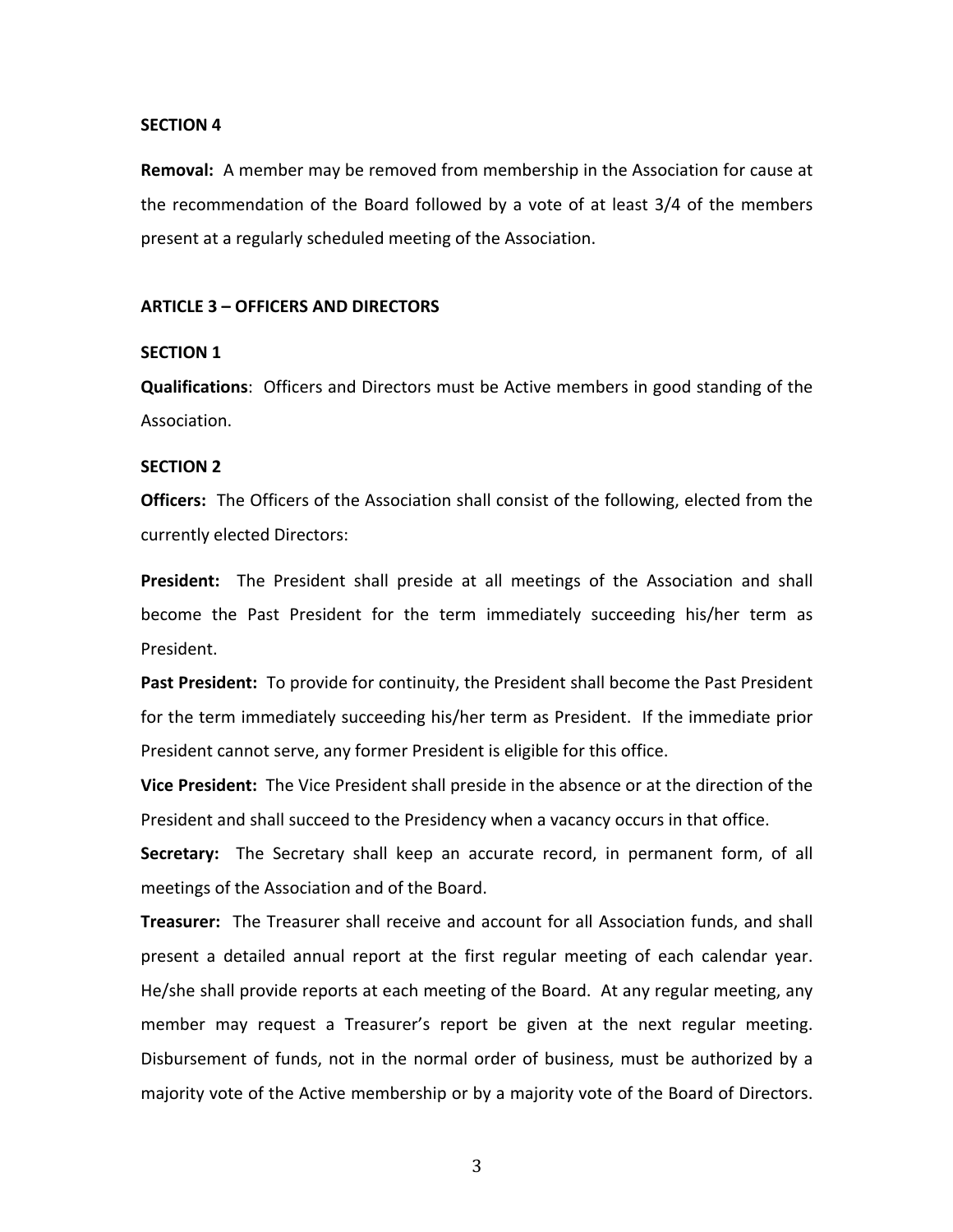**SECTION 4**

**Removal:** A member may be removed from membership in the Association for cause at the recommendation of the Board followed by a vote of at least 3/4 of the members present at a regularly scheduled meeting of the Association.

## ARTICLE 3 – OFFICERS AND DIRECTORS

**SECTION 1**

**Qualifications**: Officers and Directors must be Active members in good standing of the Association.

**SECTION 2**

**Officers:** The Officers of the Association shall consist of the following, elected from the currently elected Directors:

**President:** The President shall preside at all meetings of the Association and shall become the Past President for the term immediately succeeding his/her term as President.

**Past President:** To provide for continuity, the President shall become the Past President for the term immediately succeeding his/her term as President. If the immediate prior President cannot serve, any former President is eligible for this office.

**Vice President:** The Vice President shall preside in the absence or at the direction of the President and shall succeed to the Presidency when a vacancy occurs in that office.

**Secretary:** The Secretary shall keep an accurate record, in permanent form, of all meetings of the Association and of the Board.

**Treasurer:** The Treasurer shall receive and account for all Association funds, and shall present a detailed annual report at the first regular meeting of each calendar year. He/she shall provide reports at each meeting of the Board. At any regular meeting, any member may request a Treasurer's report be given at the next regular meeting. Disbursement of funds, not in the normal order of business, must be authorized by a majority vote of the Active membership or by a majority vote of the Board of Directors.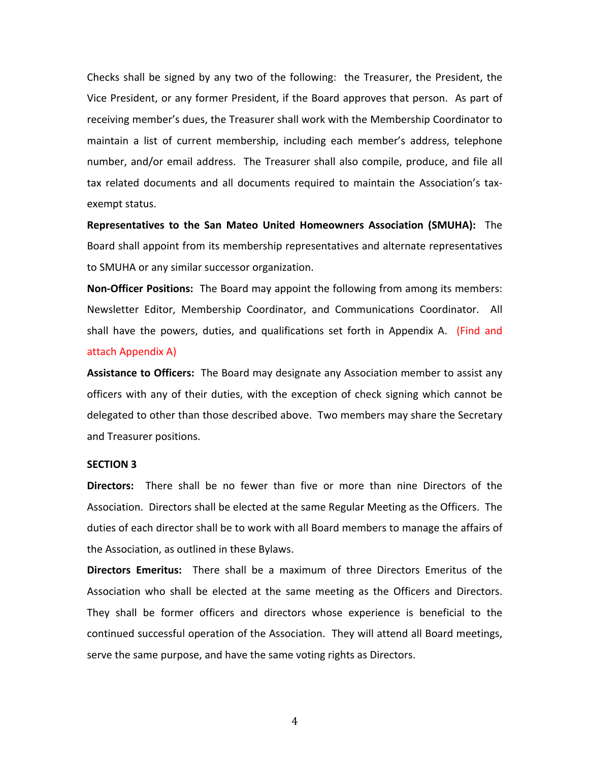Checks shall be signed by any two of the following: the Treasurer, the President, the Vice President, or any former President, if the Board approves that person. As part of receiving member's dues, the Treasurer shall work with the Membership Coordinator to maintain a list of current membership, including each member's address, telephone number, and/or email address. The Treasurer shall also compile, produce, and file all tax related documents and all documents required to maintain the Association's tax-exempt status.

**Representatives to the San Mateo United Homeowners Association (SMUHA):** The Board shall appoint from its membership representatives and alternate representatives to SMUHA or any similar successor organization.

**Non-Officer Positions:** The Board may appoint the following from among its members: Newsletter Editor, Membership Coordinator, and Communications Coordinator. All shall have the powers, duties, and qualifications set forth in Appendix A. (Find and attach Appendix A)

**Assistance to Officers:** The Board may designate any Association member to assist any officers with any of their duties, with the exception of check signing which cannot be delegated to other than those described above. Two members may share the Secretary and Treasurer positions.

**SECTION 3**

**Directors:** There shall be no fewer than five or more than nine Directors of the Association. Directors shall be elected at the same Regular Meeting as the Officers. The duties of each director shall be to work with all Board members to manage the affairs of the Association, as outlined in these Bylaws.

**Directors Emeritus:** There shall be a maximum of three Directors Emeritus of the Association who shall be elected at the same meeting as the Officers and Directors. They shall be former officers and directors whose experience is beneficial to the continued successful operation of the Association. They will attend all Board meetings, serve the same purpose, and have the same voting rights as Directors.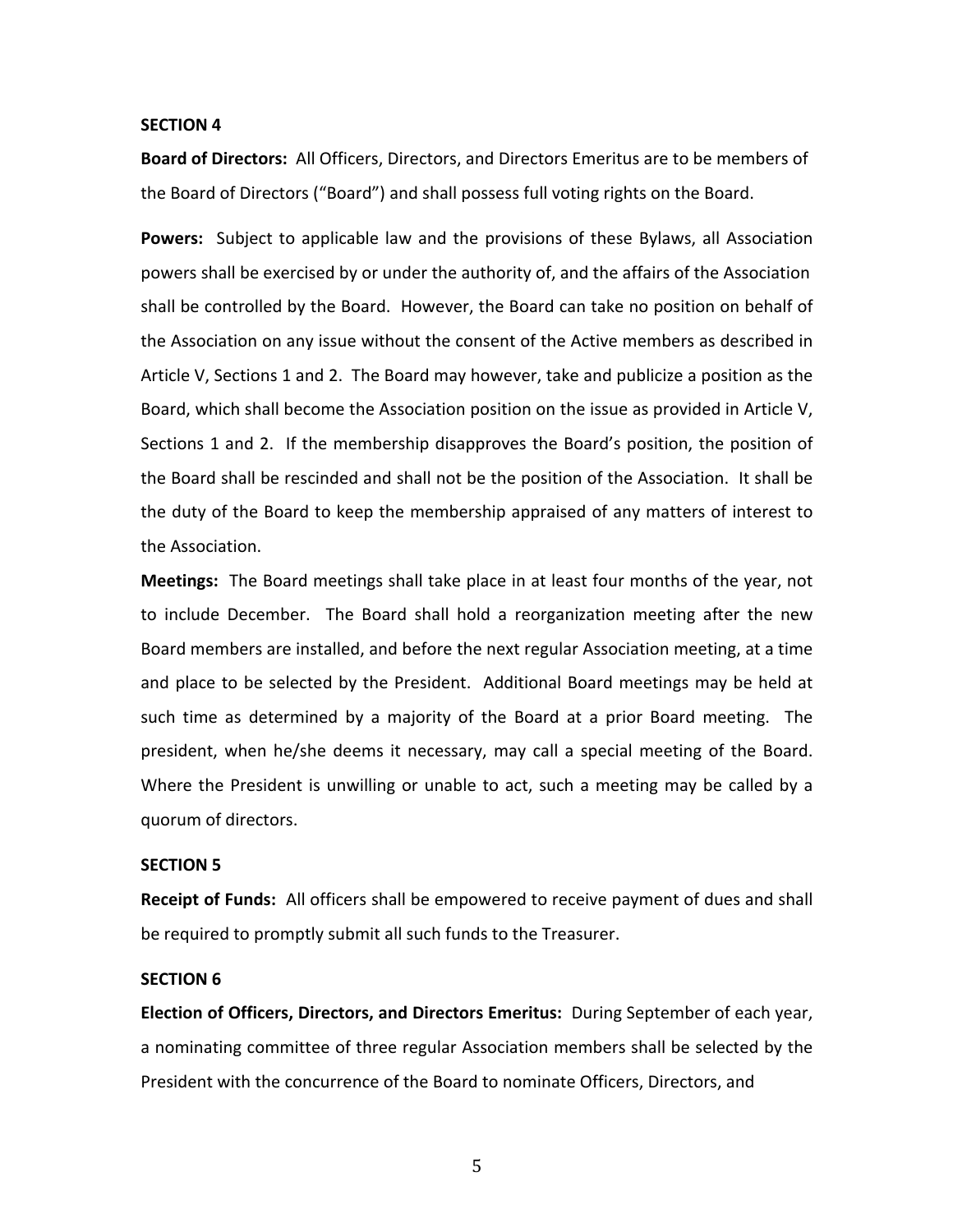### SECTION 4

**Board of Directors:** All Officers, Directors, and Directors Emeritus are to be members of the Board of Directors ("Board") and shall possess full voting rights on the Board.

**Powers:** Subject to applicable law and the provisions of these Bylaws, all Association powers shall be exercised by or under the authority of, and the affairs of the Association shall be controlled by the Board. However, the Board can take no position on behalf of the Association on any issue without the consent of the Active members as described in Article V, Sections 1 and 2. The Board may however, take and publicize a position as the Board, which shall become the Association position on the issue as provided in Article V, Sections 1 and 2. If the membership disapproves the Board's position, the position of the Board shall be rescinded and shall not be the position of the Association. It shall be the duty of the Board to keep the membership appraised of any matters of interest to the Association.

**Meetings:** The Board meetings shall take place in at least four months of the year, not to include December. The Board shall hold a reorganization meeting after the new Board members are installed, and before the next regular Association meeting, at a time and place to be selected by the President. Additional Board meetings may be held at such time as determined by a majority of the Board at a prior Board meeting. The president, when he/she deems it necessary, may call a special meeting of the Board. Where the President is unwilling or unable to act, such a meeting may be called by a quorum of directors.

### SECTION 5

**Receipt of Funds:** All officers shall be empowered to receive payment of dues and shall be required to promptly submit all such funds to the Treasurer.

### SECTION 6

**Election of Officers, Directors, and Directors Emeritus:** During September of each year, a nominating committee of three regular Association members shall be selected by the President with the concurrence of the Board to nominate Officers, Directors, and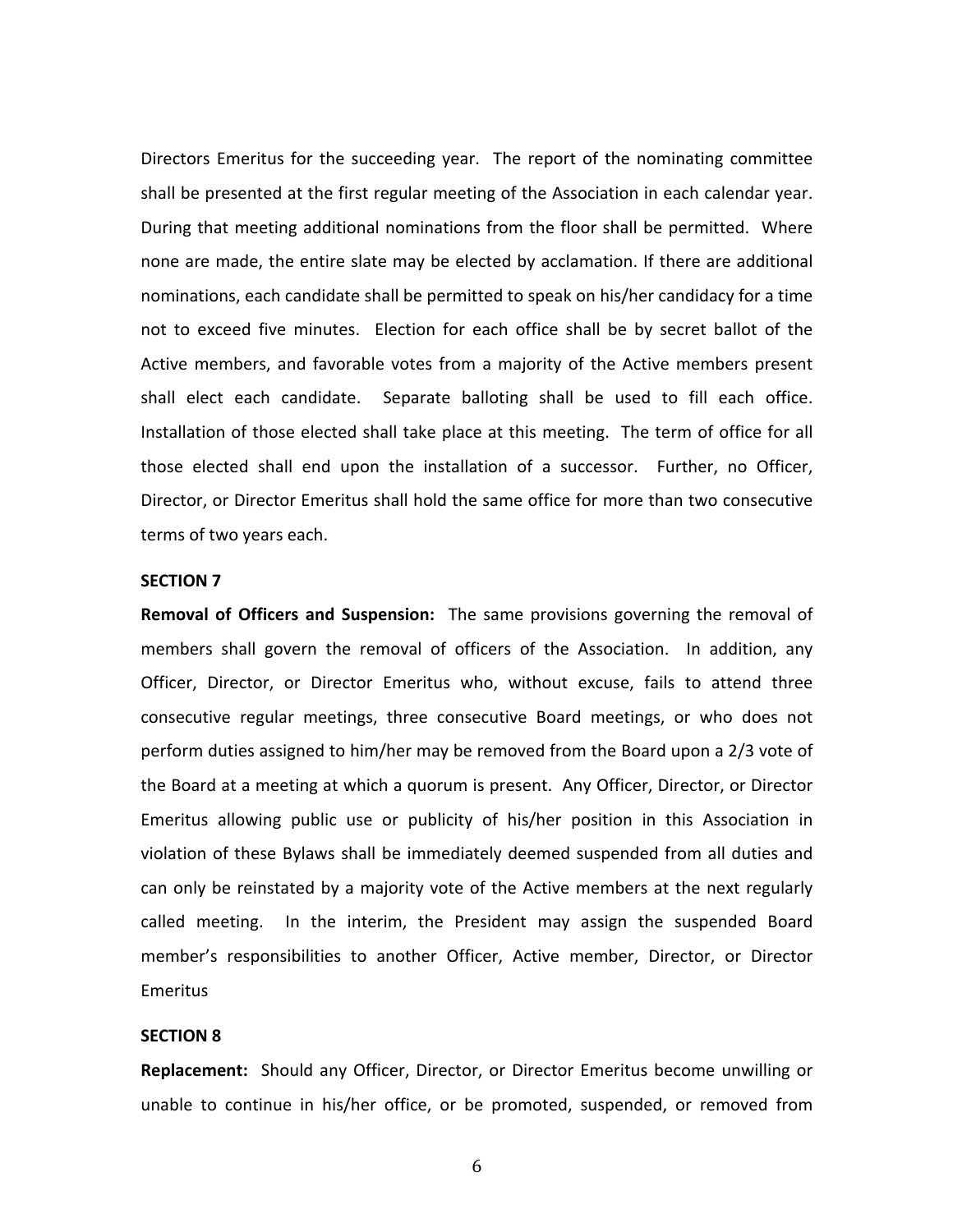Directors Emeritus for the succeeding year. The report of the nominating committee shall be presented at the first regular meeting of the Association in each calendar year. During that meeting additional nominations from the floor shall be permitted. Where none are made, the entire slate may be elected by acclamation. If there are additional nominations, each candidate shall be permitted to speak on his/her candidacy for a time not to exceed five minutes. Election for each office shall be by secret ballot of the Active members, and favorable votes from a majority of the Active members present shall elect each candidate. Separate balloting shall be used to fill each office. Installation of those elected shall take place at this meeting. The term of office for all those elected shall end upon the installation of a successor. Further, no Officer, Director, or Director Emeritus shall hold the same office for more than two consecutive terms of two years each.

**SECTION 7**

**Removal of Officers and Suspension:** The same provisions governing the removal of members shall govern the removal of officers of the Association. In addition, any Officer, Director, or Director Emeritus who, without excuse, fails to attend three consecutive regular meetings, three consecutive Board meetings, or who does not perform duties assigned to him/her may be removed from the Board upon a 2/3 vote of the Board at a meeting at which a quorum is present. Any Officer, Director, or Director Emeritus allowing public use or publicity of his/her position in this Association in violation of these Bylaws shall be immediately deemed suspended from all duties and can only be reinstated by a majority vote of the Active members at the next regularly called meeting. In the interim, the President may assign the suspended Board member's responsibilities to another Officer, Active member, Director, or Director Emeritus

**SECTION 8**

**Replacement:** Should any Officer, Director, or Director Emeritus become unwilling or unable to continue in his/her office, or be promoted, suspended, or removed from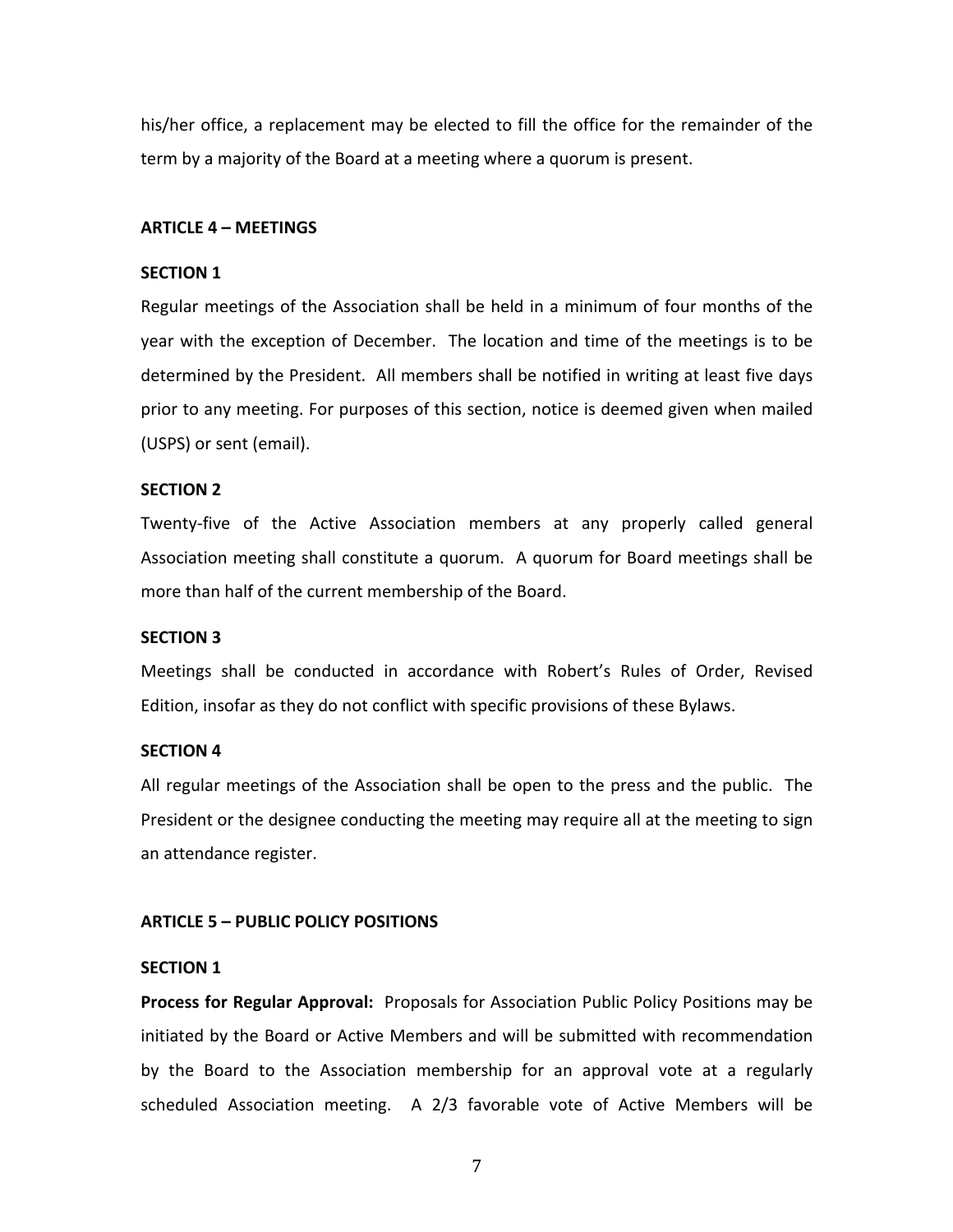his/her office, a replacement may be elected to fill the office for the remainder of the term by a majority of the Board at a meeting where a quorum is present.

**ARTICLE 4 – MEETINGS**

**SECTION 1**

Regular meetings of the Association shall be held in a minimum of four months of the year with the exception of December. The location and time of the meetings is to be determined by the President. All members shall be notified in writing at least five days prior to any meeting. For purposes of this section, notice is deemed given when mailed (USPS) or sent (email).

**SECTION 2**

Twenty-five of the Active Association members at any properly called general Association meeting shall constitute a quorum. A quorum for Board meetings shall be more than half of the current membership of the Board.

**SECTION 3**

Meetings shall be conducted in accordance with Robert's Rules of Order, Revised Edition, insofar as they do not conflict with specific provisions of these Bylaws.

**SECTION 4**

All regular meetings of the Association shall be open to the press and the public. The President or the designee conducting the meeting may require all at the meeting to sign an attendance register.

**ARTICLE 5 – PUBLIC POLICY POSITIONS**

**SECTION 1**

**Process for Regular Approval:** Proposals for Association Public Policy Positions may be initiated by the Board or Active Members and will be submitted with recommendation by the Board to the Association membership for an approval vote at a regularly scheduled Association meeting. A 2/3 favorable vote of Active Members will be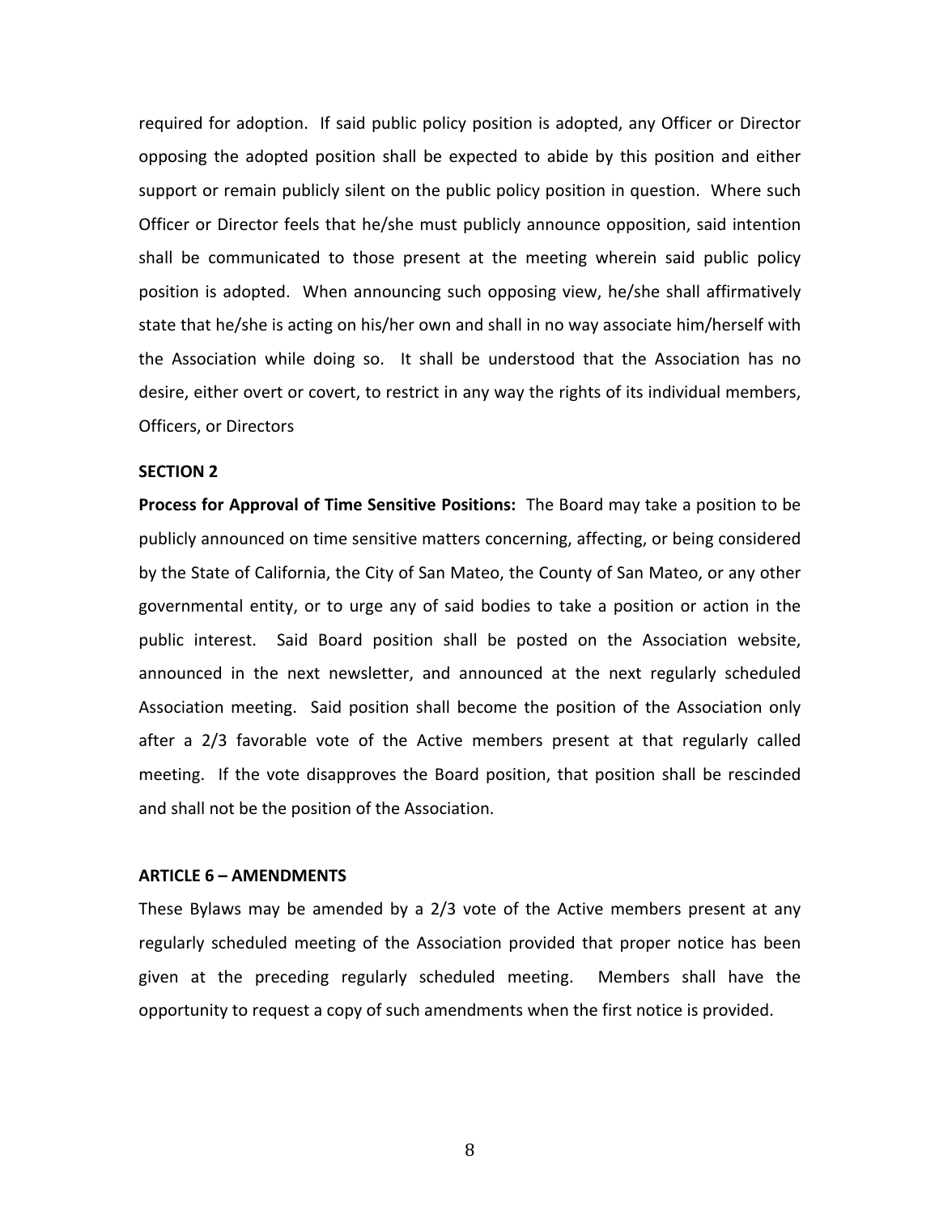required for adoption. If said public policy position is adopted, any Officer or Director opposing the adopted position shall be expected to abide by this position and either support or remain publicly silent on the public policy position in question. Where such Officer or Director feels that he/she must publicly announce opposition, said intention shall be communicated to those present at the meeting wherein said public policy position is adopted. When announcing such opposing view, he/she shall affirmatively state that he/she is acting on his/her own and shall in no way associate him/herself with the Association while doing so. It shall be understood that the Association has no desire, either overt or covert, to restrict in any way the rights of its individual members, Officers, or Directors

**SECTION 2**

**Process for Approval of Time Sensitive Positions:** The Board may take a position to be publicly announced on time sensitive matters concerning, affecting, or being considered by the State of California, the City of San Mateo, the County of San Mateo, or any other governmental entity, or to urge any of said bodies to take a position or action in the public interest. Said Board position shall be posted on the Association website, announced in the next newsletter, and announced at the next regularly scheduled Association meeting. Said position shall become the position of the Association only after a 2/3 favorable vote of the Active members present at that regularly called meeting. If the vote disapproves the Board position, that position shall be rescinded and shall not be the position of the Association.

**ARTICLE 6 – AMENDMENTS**

These Bylaws may be amended by a 2/3 vote of the Active members present at any regularly scheduled meeting of the Association provided that proper notice has been given at the preceding regularly scheduled meeting. Members shall have the opportunity to request a copy of such amendments when the first notice is provided.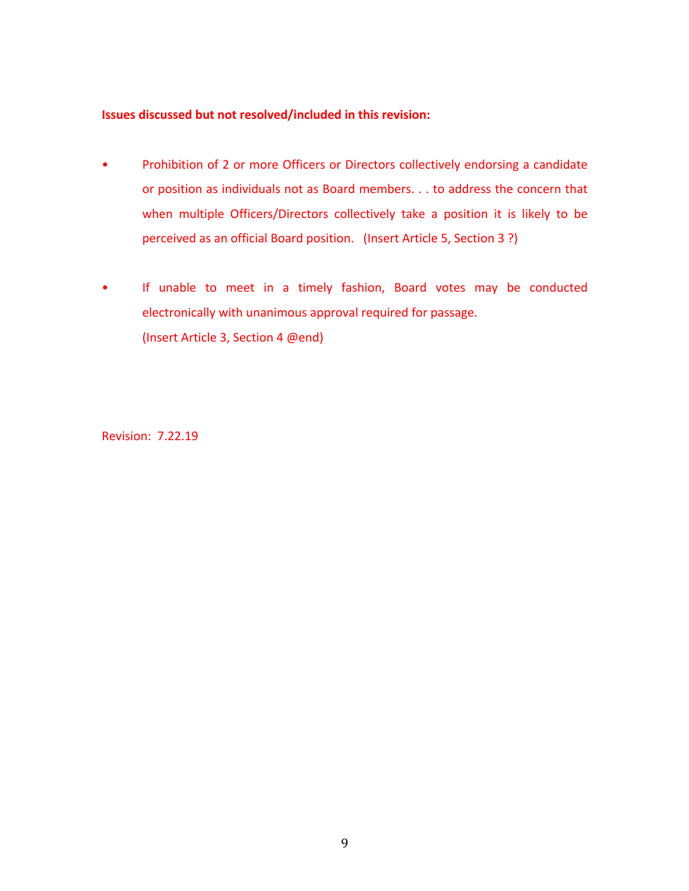**Issues discussed but not resolved/included in this revision:**

- Prohibition of 2 or more Officers or Directors collectively endorsing a candidate or position as individuals not as Board members. . . to address the concern that when multiple Officers/Directors collectively take a position it is likely to be perceived as an official Board position. (Insert Article 5, Section 3 ?)

- If unable to meet in a timely fashion, Board votes may be conducted electronically with unanimous approval required for passage.
  (Insert Article 3, Section 4 @end)

Revision: 7.22.19